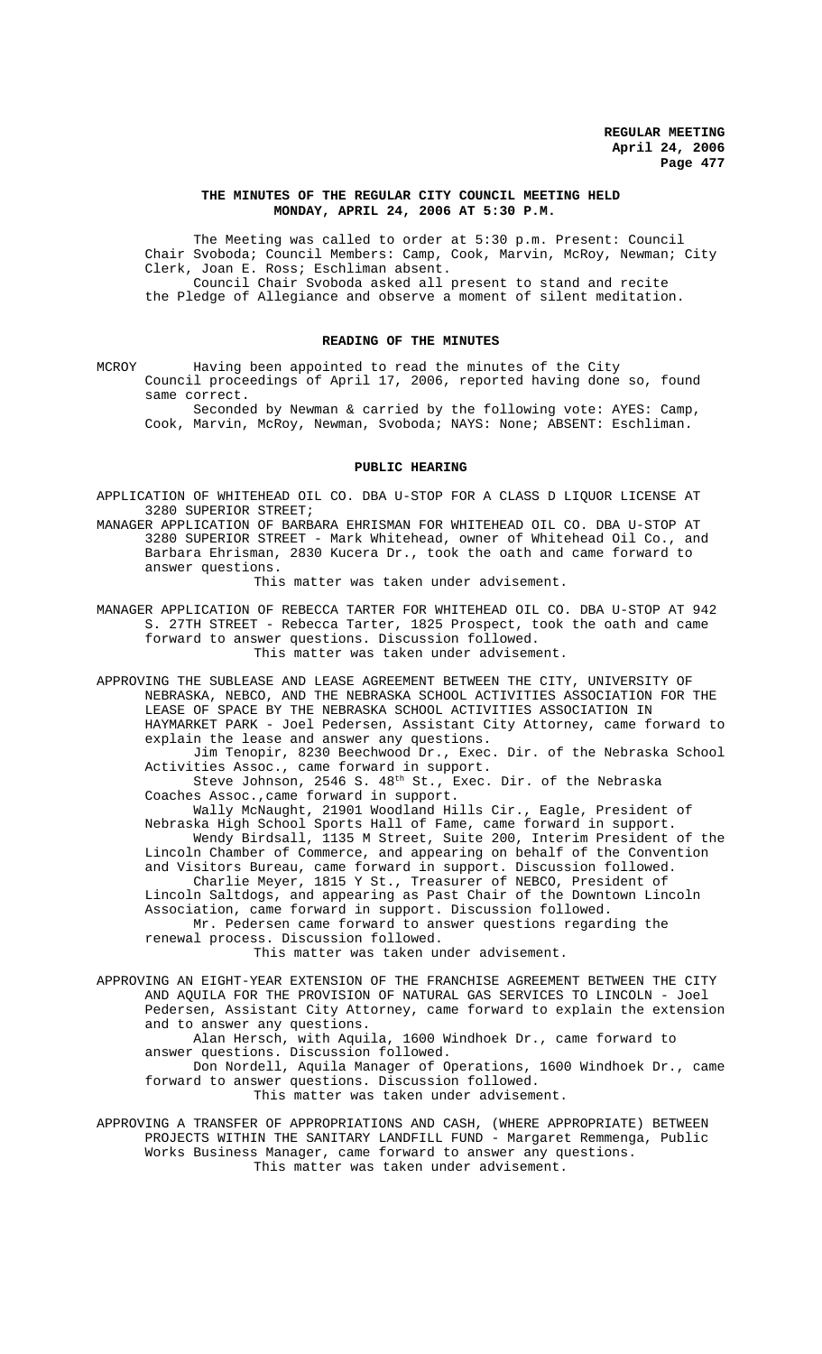# THE MINUTES OF THE REGULAR CITY COUNCIL MEETING HELD MONDAY, APRIL 24, 2006 AT 5:30 P.M.

The Meeting was called to order at 5:30 p.m. Present: Council Chair Svoboda; Council Members: Camp, Cook, Marvin, McRoy, Newman; City Clerk, Joan E. Ross; Eschliman absent.

Council Chair Svoboda asked all present to stand and recite the Pledge of Allegiance and observe a moment of silent meditation.

## READING OF THE MINUTES

MCROY Having been appointed to read the minutes of the City Council proceedings of April 17, 2006, reported having done so, found same correct.

Seconded by Newman & carried by the following vote: AYES: Camp, Cook, Marvin, McRoy, Newman, Svoboda; NAYS: None; ABSENT: Eschliman.

## PUBLIC HEARING

APPLICATION OF WHITEHEAD OIL CO. DBA U-STOP FOR A CLASS D LIQUOR LICENSE AT 3280 SUPERIOR STREET;

MANAGER APPLICATION OF BARBARA EHRISMAN FOR WHITEHEAD OIL CO. DBA U-STOP AT 3280 SUPERIOR STREET - Mark Whitehead, owner of Whitehead Oil Co., and Barbara Ehrisman, 2830 Kucera Dr., took the oath and came forward to answer questions.

This matter was taken under advisement.

MANAGER APPLICATION OF REBECCA TARTER FOR WHITEHEAD OIL CO. DBA U-STOP AT 942 S. 27TH STREET - Rebecca Tarter, 1825 Prospect, took the oath and came forward to answer questions. Discussion followed.

This matter was taken under advisement.

APPROVING THE SUBLEASE AND LEASE AGREEMENT BETWEEN THE CITY, UNIVERSITY OF NEBRASKA, NEBCO, AND THE NEBRASKA SCHOOL ACTIVITIES ASSOCIATION FOR THE LEASE OF SPACE BY THE NEBRASKA SCHOOL ACTIVITIES ASSOCIATION IN HAYMARKET PARK - Joel Pedersen, Assistant City Attorney, came forward to explain the lease and answer any questions.

Jim Tenopir, 8230 Beechwood Dr., Exec. Dir. of the Nebraska School Activities Assoc., came forward in support.

Steve Johnson, 2546 S. 48th St., Exec. Dir. of the Nebraska Coaches Assoc.,came forward in support.

Wally McNaught, 21901 Woodland Hills Cir., Eagle, President of Nebraska High School Sports Hall of Fame, came forward in support.

Wendy Birdsall, 1135 M Street, Suite 200, Interim President of the Lincoln Chamber of Commerce, and appearing on behalf of the Convention and Visitors Bureau, came forward in support. Discussion followed.

Charlie Meyer, 1815 Y St., Treasurer of NEBCO, President of Lincoln Saltdogs, and appearing as Past Chair of the Downtown Lincoln Association, came forward in support. Discussion followed.

Mr. Pedersen came forward to answer questions regarding the renewal process. Discussion followed.

This matter was taken under advisement.

APPROVING AN EIGHT-YEAR EXTENSION OF THE FRANCHISE AGREEMENT BETWEEN THE CITY AND AQUILA FOR THE PROVISION OF NATURAL GAS SERVICES TO LINCOLN - Joel Pedersen, Assistant City Attorney, came forward to explain the extension and to answer any questions.

Alan Hersch, with Aquila, 1600 Windhoek Dr., came forward to answer questions. Discussion followed.

Don Nordell, Aquila Manager of Operations, 1600 Windhoek Dr., came forward to answer questions. Discussion followed.

This matter was taken under advisement.

APPROVING A TRANSFER OF APPROPRIATIONS AND CASH, (WHERE APPROPRIATE) BETWEEN PROJECTS WITHIN THE SANITARY LANDFILL FUND - Margaret Remmenga, Public Works Business Manager, came forward to answer any questions.

This matter was taken under advisement.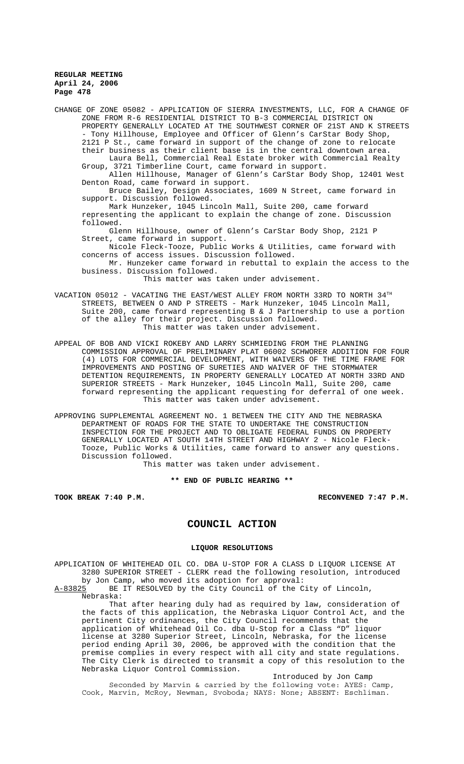CHANGE OF ZONE 05082 - APPLICATION OF SIERRA INVESTMENTS, LLC, FOR A CHANGE OF ZONE FROM R-6 RESIDENTIAL DISTRICT TO B-3 COMMERCIAL DISTRICT ON PROPERTY GENERALLY LOCATED AT THE SOUTHWEST CORNER OF 21ST AND K STREETS - Tony Hillhouse, Employee and Officer of Glenn's CarStar Body Shop, 2121 P St., came forward in support of the change of zone to relocate their business as their client base is in the central downtown area.

Laura Bell, Commercial Real Estate broker with Commercial Realty Group, 3721 Timberline Court, came forward in support.

Allen Hillhouse, Manager of Glenn's CarStar Body Shop, 12401 West Denton Road, came forward in support.

Bruce Bailey, Design Associates, 1609 N Street, came forward in support. Discussion followed.

Mark Hunzeker, 1045 Lincoln Mall, Suite 200, came forward representing the applicant to explain the change of zone. Discussion followed.

Glenn Hillhouse, owner of Glenn's CarStar Body Shop, 2121 P Street, came forward in support.

Nicole Fleck-Tooze, Public Works & Utilities, came forward with concerns of access issues. Discussion followed.

Mr. Hunzeker came forward in rebuttal to explain the access to the business. Discussion followed.

This matter was taken under advisement.

VACATION 05012 - VACATING THE EAST/WEST ALLEY FROM NORTH 33RD TO NORTH 34TH STREETS, BETWEEN O AND P STREETS - Mark Hunzeker, 1045 Lincoln Mall, Suite 200, came forward representing B & J Partnership to use a portion of the alley for their project. Discussion followed.

This matter was taken under advisement.

APPEAL OF BOB AND VICKI ROKEBY AND LARRY SCHMIEDING FROM THE PLANNING COMMISSION APPROVAL OF PRELIMINARY PLAT 06002 SCHWORER ADDITION FOR FOUR (4) LOTS FOR COMMERCIAL DEVELOPMENT, WITH WAIVERS OF THE TIME FRAME FOR IMPROVEMENTS AND POSTING OF SURETIES AND WAIVER OF THE STORMWATER DETENTION REQUIREMENTS, IN PROPERTY GENERALLY LOCATED AT NORTH 33RD AND SUPERIOR STREETS - Mark Hunzeker, 1045 Lincoln Mall, Suite 200, came forward representing the applicant requesting for deferral of one week.

This matter was taken under advisement.

APPROVING SUPPLEMENTAL AGREEMENT NO. 1 BETWEEN THE CITY AND THE NEBRASKA DEPARTMENT OF ROADS FOR THE STATE TO UNDERTAKE THE CONSTRUCTION INSPECTION FOR THE PROJECT AND TO OBLIGATE FEDERAL FUNDS ON PROPERTY GENERALLY LOCATED AT SOUTH 14TH STREET AND HIGHWAY 2 - Nicole Fleck-Tooze, Public Works & Utilities, came forward to answer any questions. Discussion followed.

This matter was taken under advisement.

**\*\* END OF PUBLIC HEARING \*\***

**TOOK BREAK 7:40 P.M.** **RECONVENED 7:47 P.M.**

# COUNCIL ACTION

## LIQUOR RESOLUTIONS

APPLICATION OF WHITEHEAD OIL CO. DBA U-STOP FOR A CLASS D LIQUOR LICENSE AT 3280 SUPERIOR STREET - CLERK read the following resolution, introduced by Jon Camp, who moved its adoption for approval:

A-83825 BE IT RESOLVED by the City Council of the City of Lincoln, Nebraska:

That after hearing duly had as required by law, consideration of the facts of this application, the Nebraska Liquor Control Act, and the pertinent City ordinances, the City Council recommends that the application of Whitehead Oil Co. dba U-Stop for a Class "D" liquor license at 3280 Superior Street, Lincoln, Nebraska, for the license period ending April 30, 2006, be approved with the condition that the premise complies in every respect with all city and state regulations. The City Clerk is directed to transmit a copy of this resolution to the Nebraska Liquor Control Commission.

Introduced by Jon Camp

Seconded by Marvin & carried by the following vote: AYES: Camp, Cook, Marvin, McRoy, Newman, Svoboda; NAYS: None; ABSENT: Eschliman.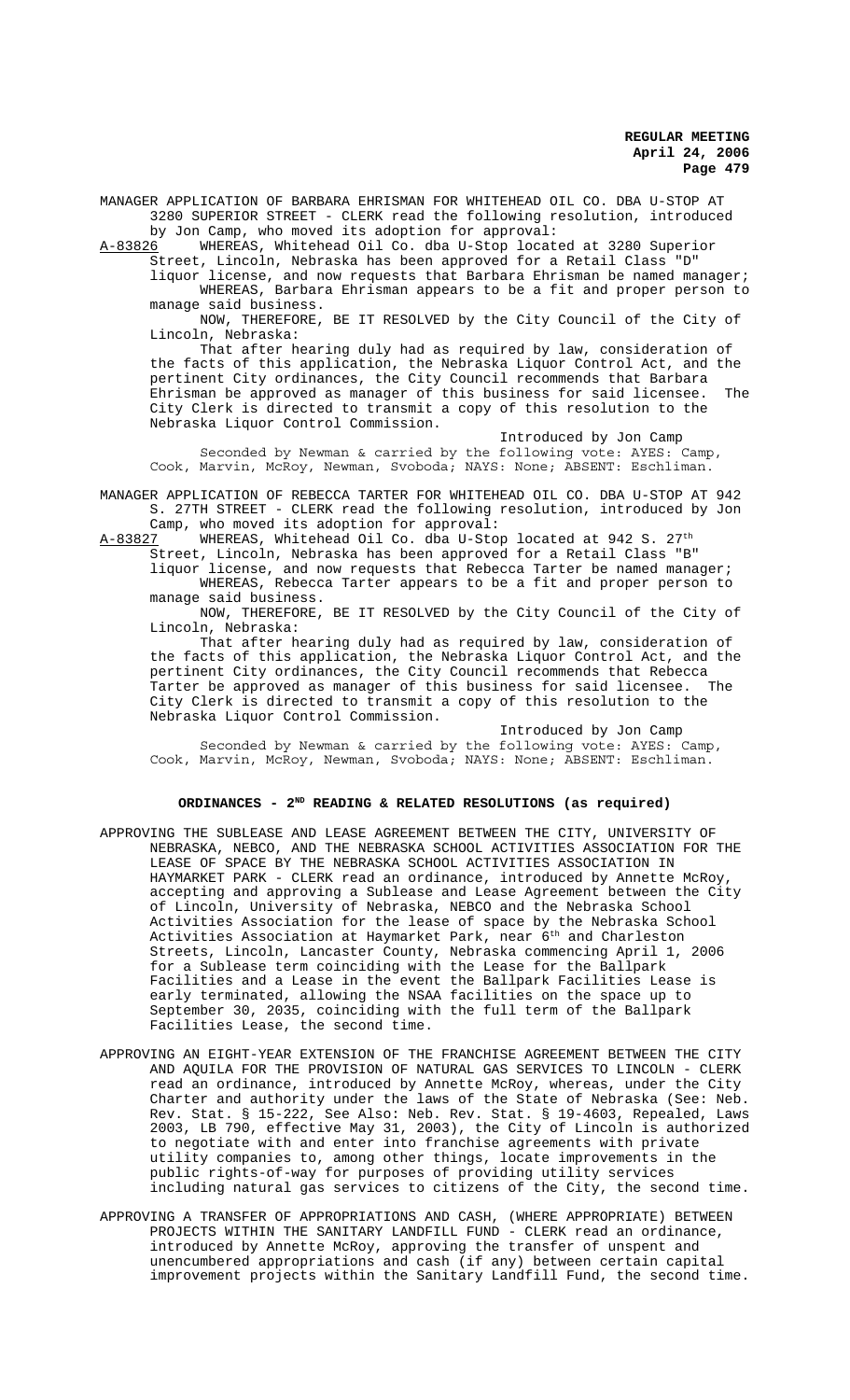MANAGER APPLICATION OF BARBARA EHRISMAN FOR WHITEHEAD OIL CO. DBA U-STOP AT 3280 SUPERIOR STREET - CLERK read the following resolution, introduced by Jon Camp, who moved its adoption for approval:

A-83826 WHEREAS, Whitehead Oil Co. dba U-Stop located at 3280 Superior Street, Lincoln, Nebraska has been approved for a Retail Class "D" liquor license, and now requests that Barbara Ehrisman be named manager;

WHEREAS, Barbara Ehrisman appears to be a fit and proper person to manage said business.

NOW, THEREFORE, BE IT RESOLVED by the City Council of the City of Lincoln, Nebraska:

That after hearing duly had as required by law, consideration of the facts of this application, the Nebraska Liquor Control Act, and the pertinent City ordinances, the City Council recommends that Barbara Ehrisman be approved as manager of this business for said licensee. The City Clerk is directed to transmit a copy of this resolution to the Nebraska Liquor Control Commission.

Introduced by Jon Camp

Seconded by Newman & carried by the following vote: AYES: Camp, Cook, Marvin, McRoy, Newman, Svoboda; NAYS: None; ABSENT: Eschliman.

MANAGER APPLICATION OF REBECCA TARTER FOR WHITEHEAD OIL CO. DBA U-STOP AT 942 S. 27TH STREET - CLERK read the following resolution, introduced by Jon Camp, who moved its adoption for approval:

A-83827 WHEREAS, Whitehead Oil Co. dba U-Stop located at 942 S. 27th Street, Lincoln, Nebraska has been approved for a Retail Class "B" liquor license, and now requests that Rebecca Tarter be named manager;

WHEREAS, Rebecca Tarter appears to be a fit and proper person to manage said business.

NOW, THEREFORE, BE IT RESOLVED by the City Council of the City of Lincoln, Nebraska:

That after hearing duly had as required by law, consideration of the facts of this application, the Nebraska Liquor Control Act, and the pertinent City ordinances, the City Council recommends that Rebecca Tarter be approved as manager of this business for said licensee. The City Clerk is directed to transmit a copy of this resolution to the Nebraska Liquor Control Commission.

Introduced by Jon Camp

Seconded by Newman & carried by the following vote: AYES: Camp, Cook, Marvin, McRoy, Newman, Svoboda; NAYS: None; ABSENT: Eschliman.

## ORDINANCES - 2ND READING & RELATED RESOLUTIONS (as required)

APPROVING THE SUBLEASE AND LEASE AGREEMENT BETWEEN THE CITY, UNIVERSITY OF NEBRASKA, NEBCO, AND THE NEBRASKA SCHOOL ACTIVITIES ASSOCIATION FOR THE LEASE OF SPACE BY THE NEBRASKA SCHOOL ACTIVITIES ASSOCIATION IN HAYMARKET PARK - CLERK read an ordinance, introduced by Annette McRoy, accepting and approving a Sublease and Lease Agreement between the City of Lincoln, University of Nebraska, NEBCO and the Nebraska School Activities Association for the lease of space by the Nebraska School Activities Association at Haymarket Park, near 6th and Charleston Streets, Lincoln, Lancaster County, Nebraska commencing April 1, 2006 for a Sublease term coinciding with the Lease for the Ballpark Facilities and a Lease in the event the Ballpark Facilities Lease is early terminated, allowing the NSAA facilities on the space up to September 30, 2035, coinciding with the full term of the Ballpark Facilities Lease, the second time.

APPROVING AN EIGHT-YEAR EXTENSION OF THE FRANCHISE AGREEMENT BETWEEN THE CITY AND AQUILA FOR THE PROVISION OF NATURAL GAS SERVICES TO LINCOLN - CLERK read an ordinance, introduced by Annette McRoy, whereas, under the City Charter and authority under the laws of the State of Nebraska (See: Neb. Rev. Stat. § 15-222, See Also: Neb. Rev. Stat. § 19-4603, Repealed, Laws 2003, LB 790, effective May 31, 2003), the City of Lincoln is authorized to negotiate with and enter into franchise agreements with private utility companies to, among other things, locate improvements in the public rights-of-way for purposes of providing utility services including natural gas services to citizens of the City, the second time.

APPROVING A TRANSFER OF APPROPRIATIONS AND CASH, (WHERE APPROPRIATE) BETWEEN PROJECTS WITHIN THE SANITARY LANDFILL FUND - CLERK read an ordinance, introduced by Annette McRoy, approving the transfer of unspent and unencumbered appropriations and cash (if any) between certain capital improvement projects within the Sanitary Landfill Fund, the second time.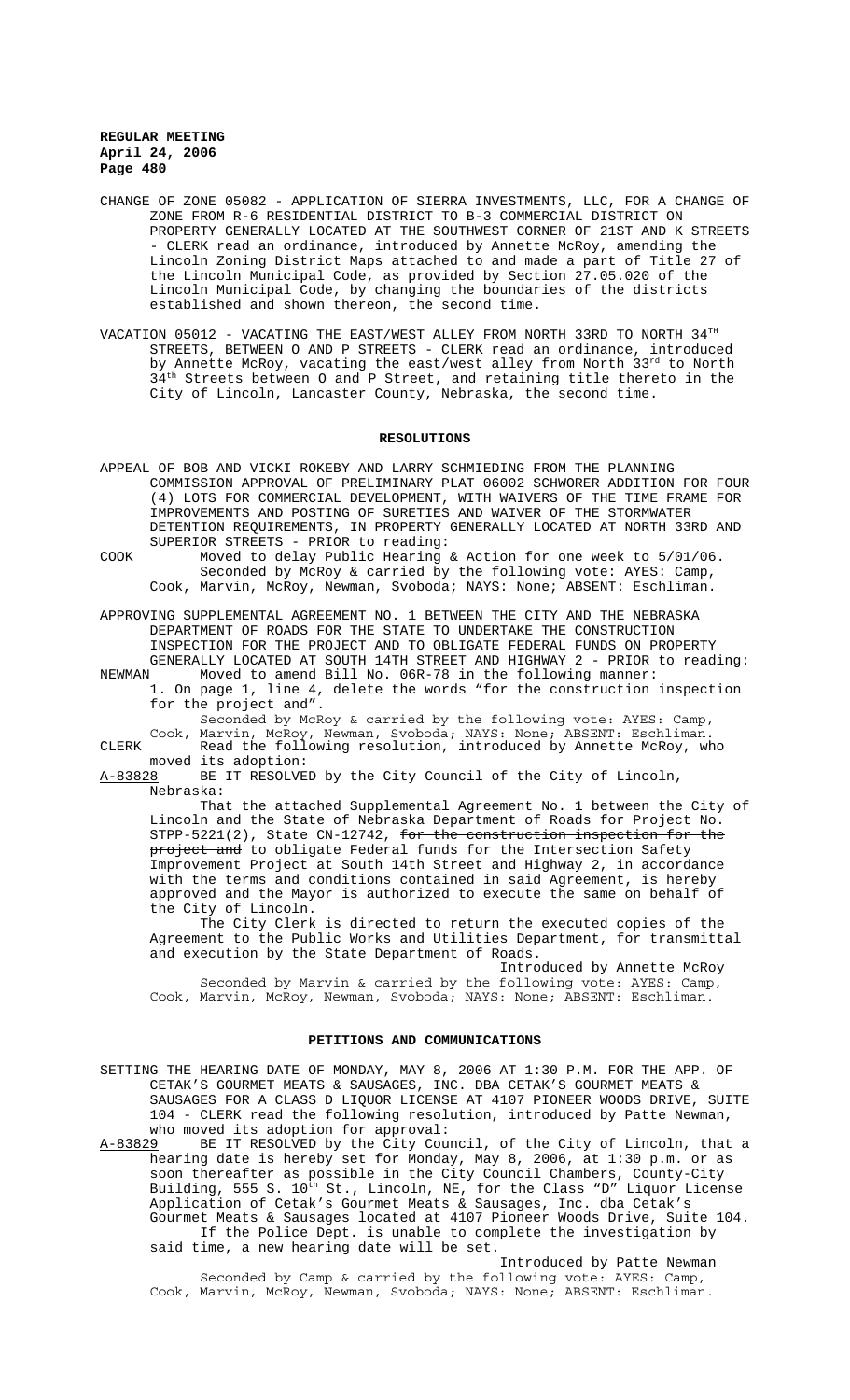CHANGE OF ZONE 05082 - APPLICATION OF SIERRA INVESTMENTS, LLC, FOR A CHANGE OF ZONE FROM R-6 RESIDENTIAL DISTRICT TO B-3 COMMERCIAL DISTRICT ON PROPERTY GENERALLY LOCATED AT THE SOUTHWEST CORNER OF 21ST AND K STREETS - CLERK read an ordinance, introduced by Annette McRoy, amending the Lincoln Zoning District Maps attached to and made a part of Title 27 of the Lincoln Municipal Code, as provided by Section 27.05.020 of the Lincoln Municipal Code, by changing the boundaries of the districts established and shown thereon, the second time.

VACATION 05012 - VACATING THE EAST/WEST ALLEY FROM NORTH 33RD TO NORTH 34TH STREETS, BETWEEN O AND P STREETS - CLERK read an ordinance, introduced by Annette McRoy, vacating the east/west alley from North 33rd to North 34th Streets between O and P Street, and retaining title thereto in the City of Lincoln, Lancaster County, Nebraska, the second time.

## RESOLUTIONS

APPEAL OF BOB AND VICKI ROKEBY AND LARRY SCHMIEDING FROM THE PLANNING COMMISSION APPROVAL OF PRELIMINARY PLAT 06002 SCHWORER ADDITION FOR FOUR (4) LOTS FOR COMMERCIAL DEVELOPMENT, WITH WAIVERS OF THE TIME FRAME FOR IMPROVEMENTS AND POSTING OF SURETIES AND WAIVER OF THE STORMWATER DETENTION REQUIREMENTS, IN PROPERTY GENERALLY LOCATED AT NORTH 33RD AND SUPERIOR STREETS - PRIOR to reading:

COOK Moved to delay Public Hearing & Action for one week to 5/01/06.
Seconded by McRoy & carried by the following vote: AYES: Camp, Cook, Marvin, McRoy, Newman, Svoboda; NAYS: None; ABSENT: Eschliman.

APPROVING SUPPLEMENTAL AGREEMENT NO. 1 BETWEEN THE CITY AND THE NEBRASKA DEPARTMENT OF ROADS FOR THE STATE TO UNDERTAKE THE CONSTRUCTION INSPECTION FOR THE PROJECT AND TO OBLIGATE FEDERAL FUNDS ON PROPERTY GENERALLY LOCATED AT SOUTH 14TH STREET AND HIGHWAY 2 - PRIOR to reading:

NEWMAN Moved to amend Bill No. 06R-78 in the following manner:
1. On page 1, line 4, delete the words "for the construction inspection for the project and".
Seconded by McRoy & carried by the following vote: AYES: Camp, Cook, Marvin, McRoy, Newman, Svoboda; NAYS: None; ABSENT: Eschliman.

CLERK Read the following resolution, introduced by Annette McRoy, who moved its adoption:

A-83828 BE IT RESOLVED by the City Council of the City of Lincoln, Nebraska:

That the attached Supplemental Agreement No. 1 between the City of Lincoln and the State of Nebraska Department of Roads for Project No. STPP-5221(2), State CN-12742, ~~for the construction inspection for the project and~~ to obligate Federal funds for the Intersection Safety Improvement Project at South 14th Street and Highway 2, in accordance with the terms and conditions contained in said Agreement, is hereby approved and the Mayor is authorized to execute the same on behalf of the City of Lincoln.

The City Clerk is directed to return the executed copies of the Agreement to the Public Works and Utilities Department, for transmittal and execution by the State Department of Roads.

Introduced by Annette McRoy

Seconded by Marvin & carried by the following vote: AYES: Camp, Cook, Marvin, McRoy, Newman, Svoboda; NAYS: None; ABSENT: Eschliman.

## PETITIONS AND COMMUNICATIONS

SETTING THE HEARING DATE OF MONDAY, MAY 8, 2006 AT 1:30 P.M. FOR THE APP. OF CETAK'S GOURMET MEATS & SAUSAGES, INC. DBA CETAK'S GOURMET MEATS & SAUSAGES FOR A CLASS D LIQUOR LICENSE AT 4107 PIONEER WOODS DRIVE, SUITE 104 - CLERK read the following resolution, introduced by Patte Newman, who moved its adoption for approval:

A-83829 BE IT RESOLVED by the City Council, of the City of Lincoln, that a hearing date is hereby set for Monday, May 8, 2006, at 1:30 p.m. or as soon thereafter as possible in the City Council Chambers, County-City Building, 555 S. 10th St., Lincoln, NE, for the Class "D" Liquor License Application of Cetak's Gourmet Meats & Sausages, Inc. dba Cetak's Gourmet Meats & Sausages located at 4107 Pioneer Woods Drive, Suite 104.

If the Police Dept. is unable to complete the investigation by said time, a new hearing date will be set.

Introduced by Patte Newman

Seconded by Camp & carried by the following vote: AYES: Camp, Cook, Marvin, McRoy, Newman, Svoboda; NAYS: None; ABSENT: Eschliman.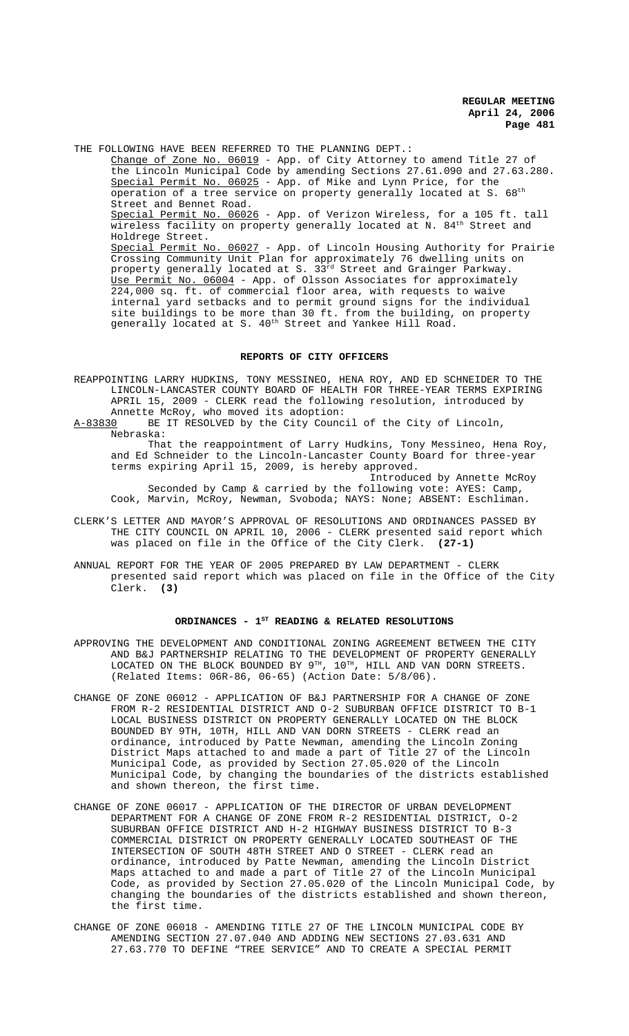THE FOLLOWING HAVE BEEN REFERRED TO THE PLANNING DEPT.:

Change of Zone No. 06019 - App. of City Attorney to amend Title 27 of the Lincoln Municipal Code by amending Sections 27.61.090 and 27.63.280.

Special Permit No. 06025 - App. of Mike and Lynn Price, for the operation of a tree service on property generally located at S. 68th Street and Bennet Road.

Special Permit No. 06026 - App. of Verizon Wireless, for a 105 ft. tall wireless facility on property generally located at N. 84th Street and Holdrege Street.

Special Permit No. 06027 - App. of Lincoln Housing Authority for Prairie Crossing Community Unit Plan for approximately 76 dwelling units on property generally located at S. 33rd Street and Grainger Parkway.

Use Permit No. 06004 - App. of Olsson Associates for approximately 224,000 sq. ft. of commercial floor area, with requests to waive internal yard setbacks and to permit ground signs for the individual site buildings to be more than 30 ft. from the building, on property generally located at S. 40th Street and Yankee Hill Road.

## REPORTS OF CITY OFFICERS

REAPPOINTING LARRY HUDKINS, TONY MESSINEO, HENA ROY, AND ED SCHNEIDER TO THE LINCOLN-LANCASTER COUNTY BOARD OF HEALTH FOR THREE-YEAR TERMS EXPIRING APRIL 15, 2009 - CLERK read the following resolution, introduced by Annette McRoy, who moved its adoption:

A-83830 BE IT RESOLVED by the City Council of the City of Lincoln, Nebraska:

That the reappointment of Larry Hudkins, Tony Messineo, Hena Roy, and Ed Schneider to the Lincoln-Lancaster County Board for three-year terms expiring April 15, 2009, is hereby approved.

Introduced by Annette McRoy

Seconded by Camp & carried by the following vote: AYES: Camp, Cook, Marvin, McRoy, Newman, Svoboda; NAYS: None; ABSENT: Eschliman.

CLERK'S LETTER AND MAYOR'S APPROVAL OF RESOLUTIONS AND ORDINANCES PASSED BY THE CITY COUNCIL ON APRIL 10, 2006 - CLERK presented said report which was placed on file in the Office of the City Clerk. **(27-1)**

ANNUAL REPORT FOR THE YEAR OF 2005 PREPARED BY LAW DEPARTMENT - CLERK presented said report which was placed on file in the Office of the City Clerk. **(3)**

## ORDINANCES - 1ST READING & RELATED RESOLUTIONS

APPROVING THE DEVELOPMENT AND CONDITIONAL ZONING AGREEMENT BETWEEN THE CITY AND B&J PARTNERSHIP RELATING TO THE DEVELOPMENT OF PROPERTY GENERALLY LOCATED ON THE BLOCK BOUNDED BY 9TH, 10TH, HILL AND VAN DORN STREETS. (Related Items: 06R-86, 06-65) (Action Date: 5/8/06).

CHANGE OF ZONE 06012 - APPLICATION OF B&J PARTNERSHIP FOR A CHANGE OF ZONE FROM R-2 RESIDENTIAL DISTRICT AND O-2 SUBURBAN OFFICE DISTRICT TO B-1 LOCAL BUSINESS DISTRICT ON PROPERTY GENERALLY LOCATED ON THE BLOCK BOUNDED BY 9TH, 10TH, HILL AND VAN DORN STREETS - CLERK read an ordinance, introduced by Patte Newman, amending the Lincoln Zoning District Maps attached to and made a part of Title 27 of the Lincoln Municipal Code, as provided by Section 27.05.020 of the Lincoln Municipal Code, by changing the boundaries of the districts established and shown thereon, the first time.

CHANGE OF ZONE 06017 - APPLICATION OF THE DIRECTOR OF URBAN DEVELOPMENT DEPARTMENT FOR A CHANGE OF ZONE FROM R-2 RESIDENTIAL DISTRICT, O-2 SUBURBAN OFFICE DISTRICT AND H-2 HIGHWAY BUSINESS DISTRICT TO B-3 COMMERCIAL DISTRICT ON PROPERTY GENERALLY LOCATED SOUTHEAST OF THE INTERSECTION OF SOUTH 48TH STREET AND O STREET - CLERK read an ordinance, introduced by Patte Newman, amending the Lincoln District Maps attached to and made a part of Title 27 of the Lincoln Municipal Code, as provided by Section 27.05.020 of the Lincoln Municipal Code, by changing the boundaries of the districts established and shown thereon, the first time.

CHANGE OF ZONE 06018 - AMENDING TITLE 27 OF THE LINCOLN MUNICIPAL CODE BY AMENDING SECTION 27.07.040 AND ADDING NEW SECTIONS 27.03.631 AND 27.63.770 TO DEFINE "TREE SERVICE" AND TO CREATE A SPECIAL PERMIT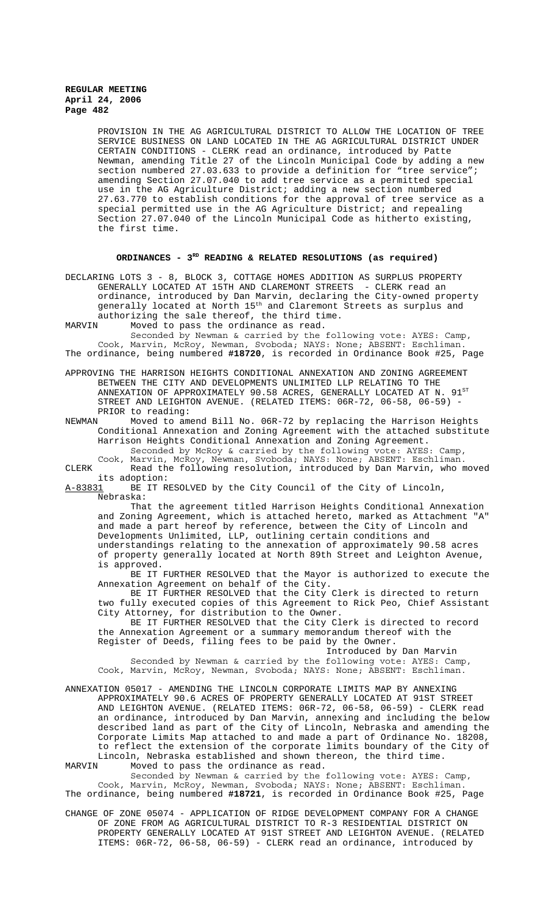PROVISION IN THE AG AGRICULTURAL DISTRICT TO ALLOW THE LOCATION OF TREE SERVICE BUSINESS ON LAND LOCATED IN THE AG AGRICULTURAL DISTRICT UNDER CERTAIN CONDITIONS - CLERK read an ordinance, introduced by Patte Newman, amending Title 27 of the Lincoln Municipal Code by adding a new section numbered 27.03.633 to provide a definition for "tree service"; amending Section 27.07.040 to add tree service as a permitted special use in the AG Agriculture District; adding a new section numbered 27.63.770 to establish conditions for the approval of tree service as a special permitted use in the AG Agriculture District; and repealing Section 27.07.040 of the Lincoln Municipal Code as hitherto existing, the first time.

## ORDINANCES - 3RD READING & RELATED RESOLUTIONS (as required)

DECLARING LOTS 3 - 8, BLOCK 3, COTTAGE HOMES ADDITION AS SURPLUS PROPERTY GENERALLY LOCATED AT 15TH AND CLAREMONT STREETS - CLERK read an ordinance, introduced by Dan Marvin, declaring the City-owned property generally located at North 15th and Claremont Streets as surplus and authorizing the sale thereof, the third time.

MARVIN Moved to pass the ordinance as read.

Seconded by Newman & carried by the following vote: AYES: Camp, Cook, Marvin, McRoy, Newman, Svoboda; NAYS: None; ABSENT: Eschliman.

The ordinance, being numbered **#18720**, is recorded in Ordinance Book #25, Page

APPROVING THE HARRISON HEIGHTS CONDITIONAL ANNEXATION AND ZONING AGREEMENT BETWEEN THE CITY AND DEVELOPMENTS UNLIMITED LLP RELATING TO THE ANNEXATION OF APPROXIMATELY 90.58 ACRES, GENERALLY LOCATED AT N. 91ST STREET AND LEIGHTON AVENUE. (RELATED ITEMS: 06R-72, 06-58, 06-59) - PRIOR to reading:

NEWMAN Moved to amend Bill No. 06R-72 by replacing the Harrison Heights Conditional Annexation and Zoning Agreement with the attached substitute Harrison Heights Conditional Annexation and Zoning Agreement.

Seconded by McRoy & carried by the following vote: AYES: Camp, Cook, Marvin, McRoy, Newman, Svoboda; NAYS: None; ABSENT: Eschliman.

CLERK Read the following resolution, introduced by Dan Marvin, who moved its adoption:

A-83831 BE IT RESOLVED by the City Council of the City of Lincoln, Nebraska:

That the agreement titled Harrison Heights Conditional Annexation and Zoning Agreement, which is attached hereto, marked as Attachment "A" and made a part hereof by reference, between the City of Lincoln and Developments Unlimited, LLP, outlining certain conditions and understandings relating to the annexation of approximately 90.58 acres of property generally located at North 89th Street and Leighton Avenue, is approved.

BE IT FURTHER RESOLVED that the Mayor is authorized to execute the Annexation Agreement on behalf of the City.

BE IT FURTHER RESOLVED that the City Clerk is directed to return two fully executed copies of this Agreement to Rick Peo, Chief Assistant City Attorney, for distribution to the Owner.

BE IT FURTHER RESOLVED that the City Clerk is directed to record the Annexation Agreement or a summary memorandum thereof with the Register of Deeds, filing fees to be paid by the Owner.

Introduced by Dan Marvin

Seconded by Newman & carried by the following vote: AYES: Camp, Cook, Marvin, McRoy, Newman, Svoboda; NAYS: None; ABSENT: Eschliman.

ANNEXATION 05017 - AMENDING THE LINCOLN CORPORATE LIMITS MAP BY ANNEXING APPROXIMATELY 90.6 ACRES OF PROPERTY GENERALLY LOCATED AT 91ST STREET AND LEIGHTON AVENUE. (RELATED ITEMS: 06R-72, 06-58, 06-59) - CLERK read an ordinance, introduced by Dan Marvin, annexing and including the below described land as part of the City of Lincoln, Nebraska and amending the Corporate Limits Map attached to and made a part of Ordinance No. 18208, to reflect the extension of the corporate limits boundary of the City of Lincoln, Nebraska established and shown thereon, the third time.

MARVIN Moved to pass the ordinance as read.

Seconded by Newman & carried by the following vote: AYES: Camp, Cook, Marvin, McRoy, Newman, Svoboda; NAYS: None; ABSENT: Eschliman.

The ordinance, being numbered **#18721**, is recorded in Ordinance Book #25, Page

CHANGE OF ZONE 05074 - APPLICATION OF RIDGE DEVELOPMENT COMPANY FOR A CHANGE OF ZONE FROM AG AGRICULTURAL DISTRICT TO R-3 RESIDENTIAL DISTRICT ON PROPERTY GENERALLY LOCATED AT 91ST STREET AND LEIGHTON AVENUE. (RELATED ITEMS: 06R-72, 06-58, 06-59) - CLERK read an ordinance, introduced by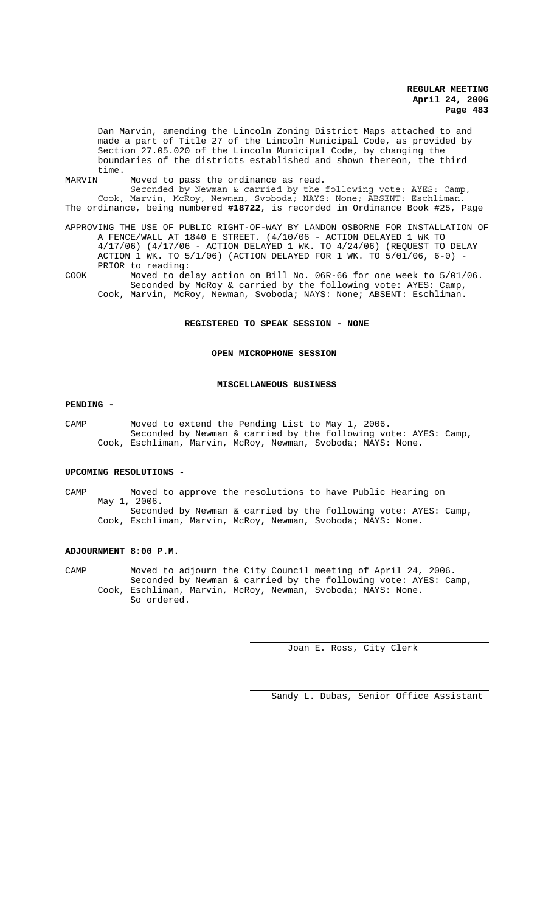Dan Marvin, amending the Lincoln Zoning District Maps attached to and made a part of Title 27 of the Lincoln Municipal Code, as provided by Section 27.05.020 of the Lincoln Municipal Code, by changing the boundaries of the districts established and shown thereon, the third time.

MARVIN Moved to pass the ordinance as read.
Seconded by Newman & carried by the following vote: AYES: Camp, Cook, Marvin, McRoy, Newman, Svoboda; NAYS: None; ABSENT: Eschliman.

The ordinance, being numbered **#18722**, is recorded in Ordinance Book #25, Page

APPROVING THE USE OF PUBLIC RIGHT-OF-WAY BY LANDON OSBORNE FOR INSTALLATION OF A FENCE/WALL AT 1840 E STREET. (4/10/06 - ACTION DELAYED 1 WK TO 4/17/06) (4/17/06 - ACTION DELAYED 1 WK. TO 4/24/06) (REQUEST TO DELAY ACTION 1 WK. TO 5/1/06) (ACTION DELAYED FOR 1 WK. TO 5/01/06, 6-0) - PRIOR to reading:

COOK Moved to delay action on Bill No. 06R-66 for one week to 5/01/06.
Seconded by McRoy & carried by the following vote: AYES: Camp, Cook, Marvin, McRoy, Newman, Svoboda; NAYS: None; ABSENT: Eschliman.

**REGISTERED TO SPEAK SESSION - NONE**

**OPEN MICROPHONE SESSION**

**MISCELLANEOUS BUSINESS**

**PENDING -**

CAMP Moved to extend the Pending List to May 1, 2006.
Seconded by Newman & carried by the following vote: AYES: Camp, Cook, Eschliman, Marvin, McRoy, Newman, Svoboda; NAYS: None.

**UPCOMING RESOLUTIONS -**

CAMP Moved to approve the resolutions to have Public Hearing on May 1, 2006.
Seconded by Newman & carried by the following vote: AYES: Camp, Cook, Eschliman, Marvin, McRoy, Newman, Svoboda; NAYS: None.

**ADJOURNMENT 8:00 P.M.**

CAMP Moved to adjourn the City Council meeting of April 24, 2006.
Seconded by Newman & carried by the following vote: AYES: Camp, Cook, Eschliman, Marvin, McRoy, Newman, Svoboda; NAYS: None.
So ordered.

Joan E. Ross, City Clerk

Sandy L. Dubas, Senior Office Assistant